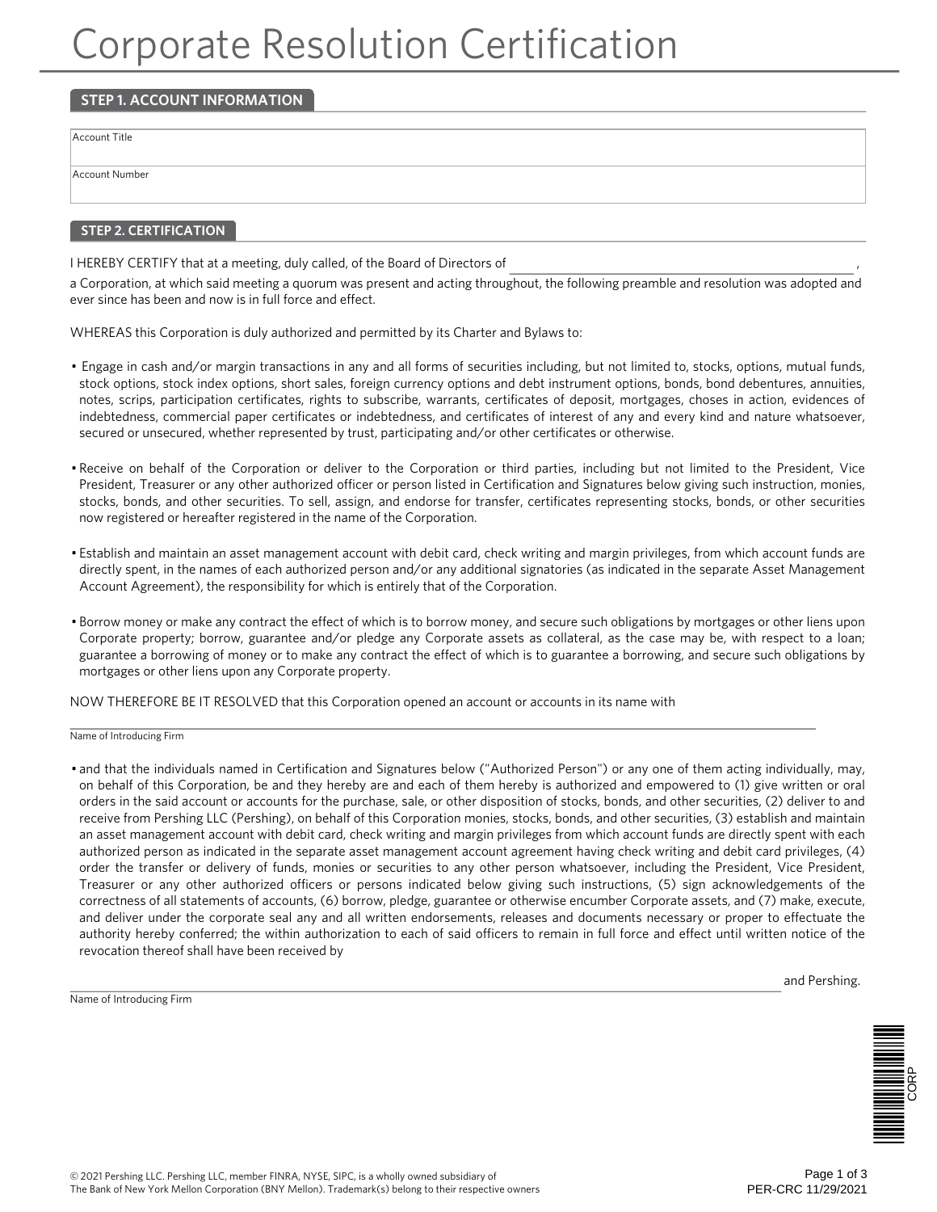# Corporate Resolution Certification

## STEP 1. ACCOUNT INFORMATION

| Account Title |
|---|
| Account Number |

## STEP 2. CERTIFICATION

I HEREBY CERTIFY that at a meeting, duly called, of the Board of Directors of ______________________________, a Corporation, at which said meeting a quorum was present and acting throughout, the following preamble and resolution was adopted and ever since has been and now is in full force and effect.

WHEREAS this Corporation is duly authorized and permitted by its Charter and Bylaws to:

- Engage in cash and/or margin transactions in any and all forms of securities including, but not limited to, stocks, options, mutual funds, stock options, stock index options, short sales, foreign currency options and debt instrument options, bonds, bond debentures, annuities, notes, scrips, participation certificates, rights to subscribe, warrants, certificates of deposit, mortgages, choses in action, evidences of indebtedness, commercial paper certificates or indebtedness, and certificates of interest of any and every kind and nature whatsoever, secured or unsecured, whether represented by trust, participating and/or other certificates or otherwise.

- Receive on behalf of the Corporation or deliver to the Corporation or third parties, including but not limited to the President, Vice President, Treasurer or any other authorized officer or person listed in Certification and Signatures below giving such instruction, monies, stocks, bonds, and other securities. To sell, assign, and endorse for transfer, certificates representing stocks, bonds, or other securities now registered or hereafter registered in the name of the Corporation.

- Establish and maintain an asset management account with debit card, check writing and margin privileges, from which account funds are directly spent, in the names of each authorized person and/or any additional signatories (as indicated in the separate Asset Management Account Agreement), the responsibility for which is entirely that of the Corporation.

- Borrow money or make any contract the effect of which is to borrow money, and secure such obligations by mortgages or other liens upon Corporate property; borrow, guarantee and/or pledge any Corporate assets as collateral, as the case may be, with respect to a loan; guarantee a borrowing of money or to make any contract the effect of which is to guarantee a borrowing, and secure such obligations by mortgages or other liens upon any Corporate property.

NOW THEREFORE BE IT RESOLVED that this Corporation opened an account or accounts in its name with

______________________________
Name of Introducing Firm

- and that the individuals named in Certification and Signatures below ("Authorized Person") or any one of them acting individually, may, on behalf of this Corporation, be and they hereby are and each of them hereby is authorized and empowered to (1) give written or oral orders in the said account or accounts for the purchase, sale, or other disposition of stocks, bonds, and other securities, (2) deliver to and receive from Pershing LLC (Pershing), on behalf of this Corporation monies, stocks, bonds, and other securities, (3) establish and maintain an asset management account with debit card, check writing and margin privileges from which account funds are directly spent with each authorized person as indicated in the separate asset management account agreement having check writing and debit card privileges, (4) order the transfer or delivery of funds, monies or securities to any other person whatsoever, including the President, Vice President, Treasurer or any other authorized officers or persons indicated below giving such instructions, (5) sign acknowledgements of the correctness of all statements of accounts, (6) borrow, pledge, guarantee or otherwise encumber Corporate assets, and (7) make, execute, and deliver under the corporate seal any and all written endorsements, releases and documents necessary or proper to effectuate the authority hereby conferred; the within authorization to each of said officers to remain in full force and effect until written notice of the revocation thereof shall have been received by

______________________________ and Pershing.
Name of Introducing Firm

© 2021 Pershing LLC. Pershing LLC, member FINRA, NYSE, SIPC, is a wholly owned subsidiary of The Bank of New York Mellon Corporation (BNY Mellon). Trademark(s) belong to their respective owners

PER-CRC 11/29/2021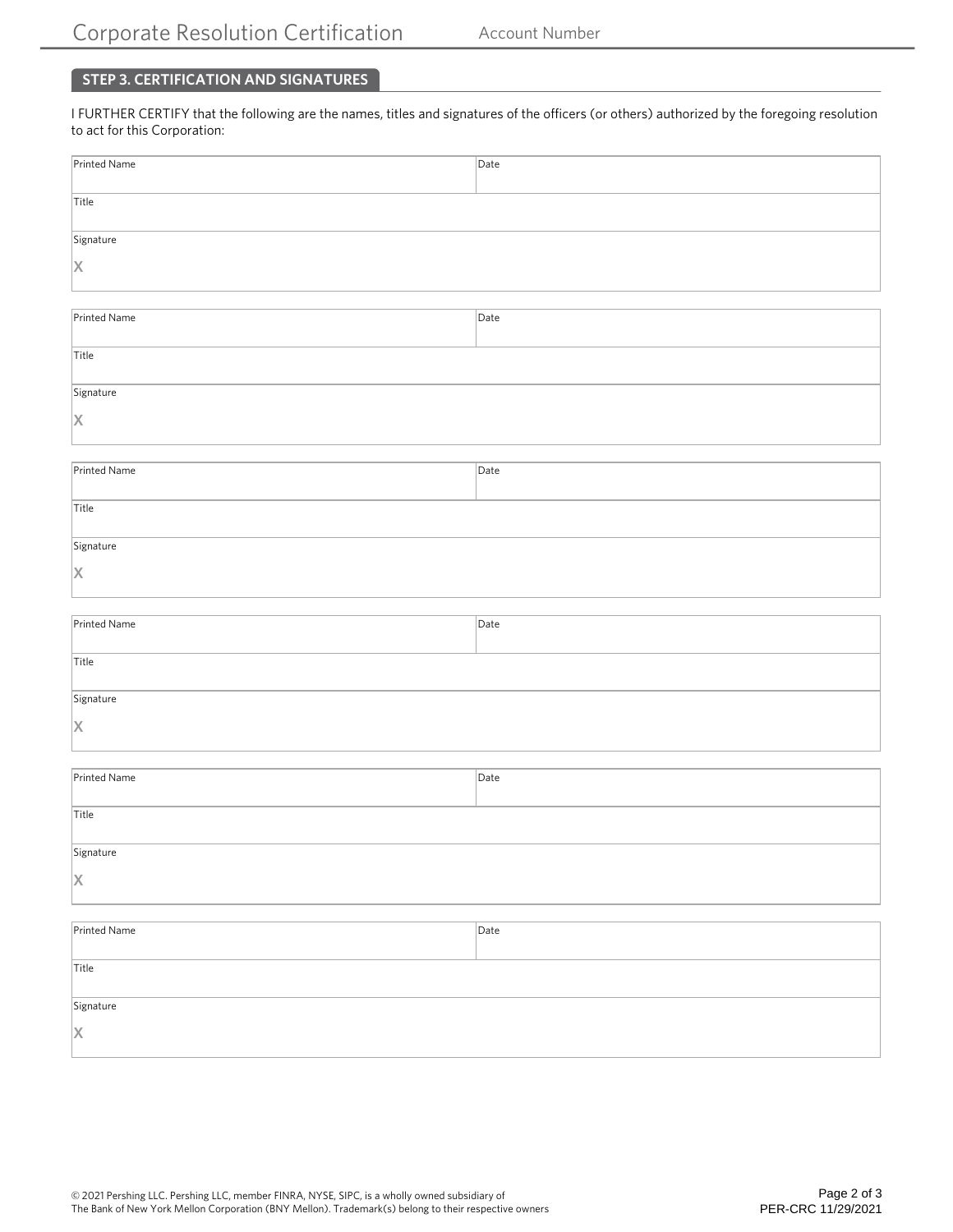## STEP 3. CERTIFICATION AND SIGNATURES

I FURTHER CERTIFY that the following are the names, titles and signatures of the officers (or others) authorized by the foregoing resolution to act for this Corporation:

| Printed Name | Date |
|---|---|
| Title | |
| Signature<br>X | |

| Printed Name | Date |
|---|---|
| Title | |
| Signature<br>X | |

| Printed Name | Date |
|---|---|
| Title | |
| Signature<br>X | |

| Printed Name | Date |
|---|---|
| Title | |
| Signature<br>X | |

| Printed Name | Date |
|---|---|
| Title | |
| Signature<br>X | |

| Printed Name | Date |
|---|---|
| Title | |
| Signature<br>X | |

© 2021 Pershing LLC. Pershing LLC, member FINRA, NYSE, SIPC, is a wholly owned subsidiary of The Bank of New York Mellon Corporation (BNY Mellon). Trademark(s) belong to their respective owners

PER-CRC 11/29/2021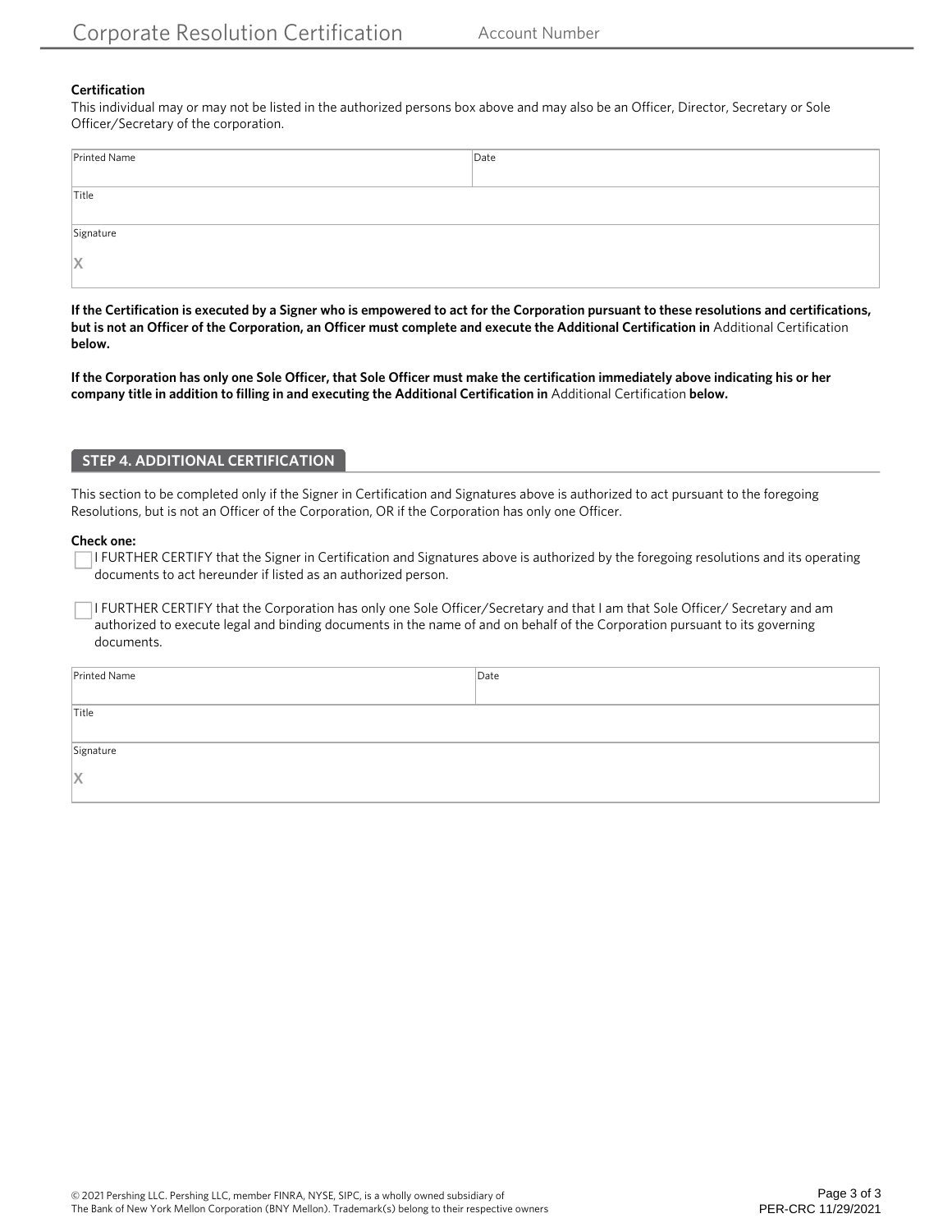**Certification**

This individual may or may not be listed in the authorized persons box above and may also be an Officer, Director, Secretary or Sole Officer/Secretary of the corporation.

| | |
|---|---|
| Printed Name | Date |
| Title | |
| Signature<br>X | |

**If the Certification is executed by a Signer who is empowered to act for the Corporation pursuant to these resolutions and certifications, but is not an Officer of the Corporation, an Officer must complete and execute the Additional Certification in** Additional Certification **below.**

**If the Corporation has only one Sole Officer, that Sole Officer must make the certification immediately above indicating his or her company title in addition to filling in and executing the Additional Certification in** Additional Certification **below.**

## STEP 4. ADDITIONAL CERTIFICATION

This section to be completed only if the Signer in Certification and Signatures above is authorized to act pursuant to the foregoing Resolutions, but is not an Officer of the Corporation, OR if the Corporation has only one Officer.

**Check one:**

☐ I FURTHER CERTIFY that the Signer in Certification and Signatures above is authorized by the foregoing resolutions and its operating documents to act hereunder if listed as an authorized person.

☐ I FURTHER CERTIFY that the Corporation has only one Sole Officer/Secretary and that I am that Sole Officer/ Secretary and am authorized to execute legal and binding documents in the name of and on behalf of the Corporation pursuant to its governing documents.

| | |
|---|---|
| Printed Name | Date |
| Title | |
| Signature<br>X | |

© 2021 Pershing LLC. Pershing LLC, member FINRA, NYSE, SIPC, is a wholly owned subsidiary of The Bank of New York Mellon Corporation (BNY Mellon). Trademark(s) belong to their respective owners

PER-CRC 11/29/2021